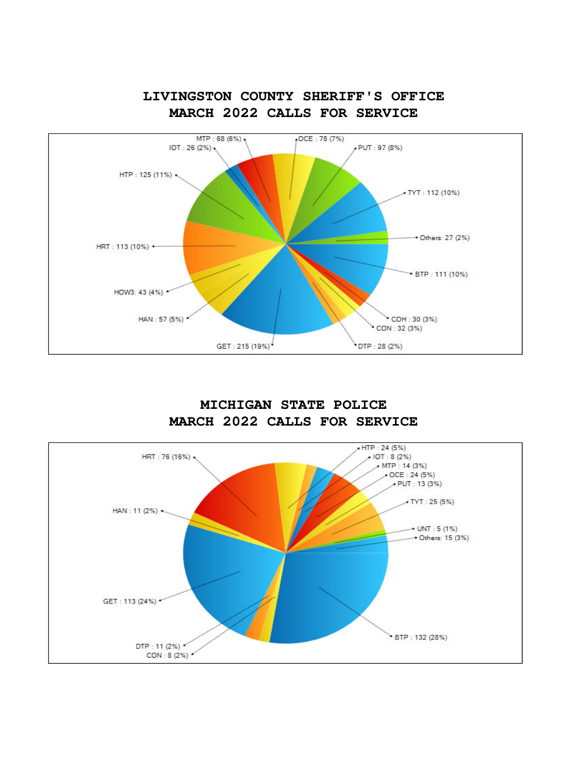# LIVINGSTON COUNTY SHERIFF'S OFFICE
# MARCH 2022 CALLS FOR SERVICE

MTP : 68 (6%)
IOT : 26 (2%)
OCE : 78 (7%)
PUT : 97 (8%)
HTP : 125 (11%)
TYT : 112 (10%)
Others: 27 (2%)
HRT : 113 (10%)
BTP : 111 (10%)
HOW3: 43 (4%)
COH : 30 (3%)
CON : 32 (3%)
HAN : 57 (5%)
GET : 215 (19%)
DTP : 28 (2%)

# MICHIGAN STATE POLICE
# MARCH 2022 CALLS FOR SERVICE

HTP : 24 (5%)
IOT : 8 (2%)
HRT : 76 (16%)
MTP : 14 (3%)
OCE : 24 (5%)
PUT : 13 (3%)
HAN : 11 (2%)
TYT : 25 (5%)
UNT : 5 (1%)
Others: 15 (3%)
GET : 113 (24%)
BTP : 132 (28%)
DTP : 11 (2%)
CON : 8 (2%)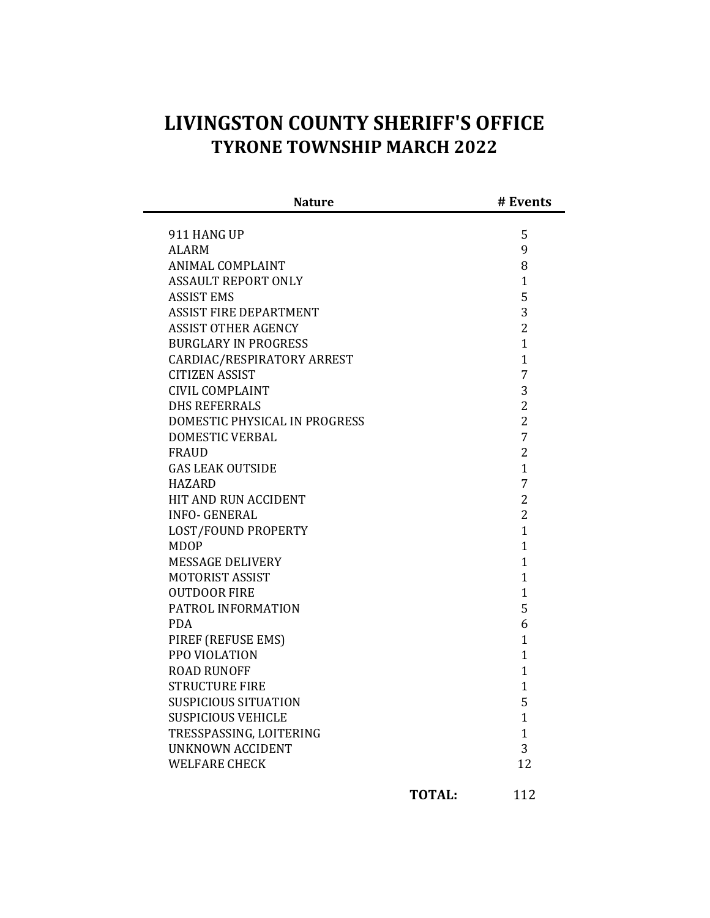# LIVINGSTON COUNTY SHERIFF'S OFFICE
## TYRONE TOWNSHIP MARCH 2022

| Nature | # Events |
|---|---|
| 911 HANG UP | 5 |
| ALARM | 9 |
| ANIMAL COMPLAINT | 8 |
| ASSAULT REPORT ONLY | 1 |
| ASSIST EMS | 5 |
| ASSIST FIRE DEPARTMENT | 3 |
| ASSIST OTHER AGENCY | 2 |
| BURGLARY IN PROGRESS | 1 |
| CARDIAC/RESPIRATORY ARREST | 1 |
| CITIZEN ASSIST | 7 |
| CIVIL COMPLAINT | 3 |
| DHS REFERRALS | 2 |
| DOMESTIC PHYSICAL IN PROGRESS | 2 |
| DOMESTIC VERBAL | 7 |
| FRAUD | 2 |
| GAS LEAK OUTSIDE | 1 |
| HAZARD | 7 |
| HIT AND RUN ACCIDENT | 2 |
| INFO- GENERAL | 2 |
| LOST/FOUND PROPERTY | 1 |
| MDOP | 1 |
| MESSAGE DELIVERY | 1 |
| MOTORIST ASSIST | 1 |
| OUTDOOR FIRE | 1 |
| PATROL INFORMATION | 5 |
| PDA | 6 |
| PIREF (REFUSE EMS) | 1 |
| PPO VIOLATION | 1 |
| ROAD RUNOFF | 1 |
| STRUCTURE FIRE | 1 |
| SUSPICIOUS SITUATION | 5 |
| SUSPICIOUS VEHICLE | 1 |
| TRESSPASSING, LOITERING | 1 |
| UNKNOWN ACCIDENT | 3 |
| WELFARE CHECK | 12 |
| **TOTAL:** | 112 |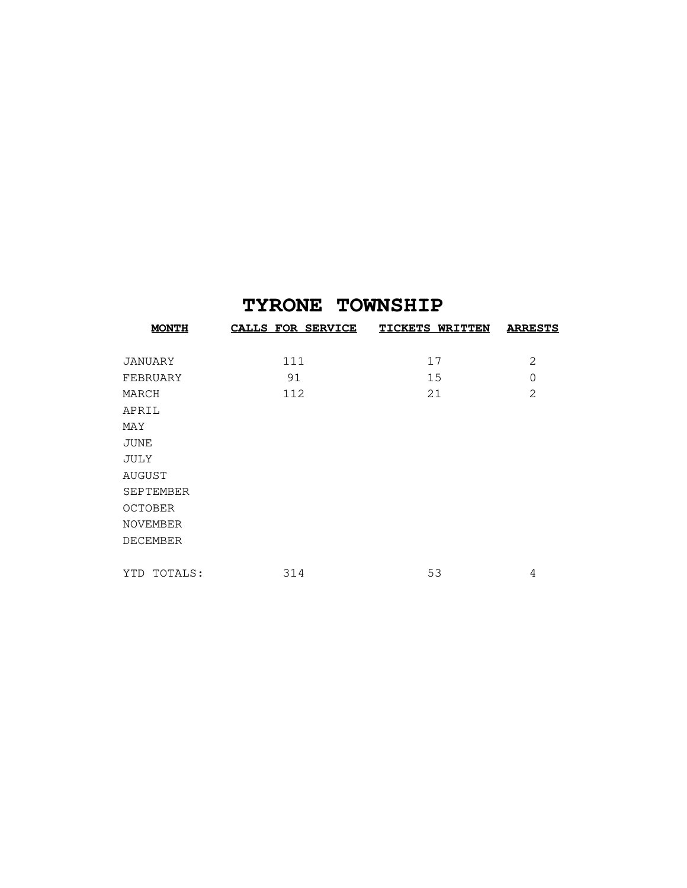# TYRONE TOWNSHIP

| MONTH | CALLS FOR SERVICE | TICKETS WRITTEN | ARRESTS |
|---|---|---|---|
| JANUARY | 111 | 17 | 2 |
| FEBRUARY | 91 | 15 | 0 |
| MARCH | 112 | 21 | 2 |
| APRIL | | | |
| MAY | | | |
| JUNE | | | |
| JULY | | | |
| AUGUST | | | |
| SEPTEMBER | | | |
| OCTOBER | | | |
| NOVEMBER | | | |
| DECEMBER | | | |
| YTD TOTALS: | 314 | 53 | 4 |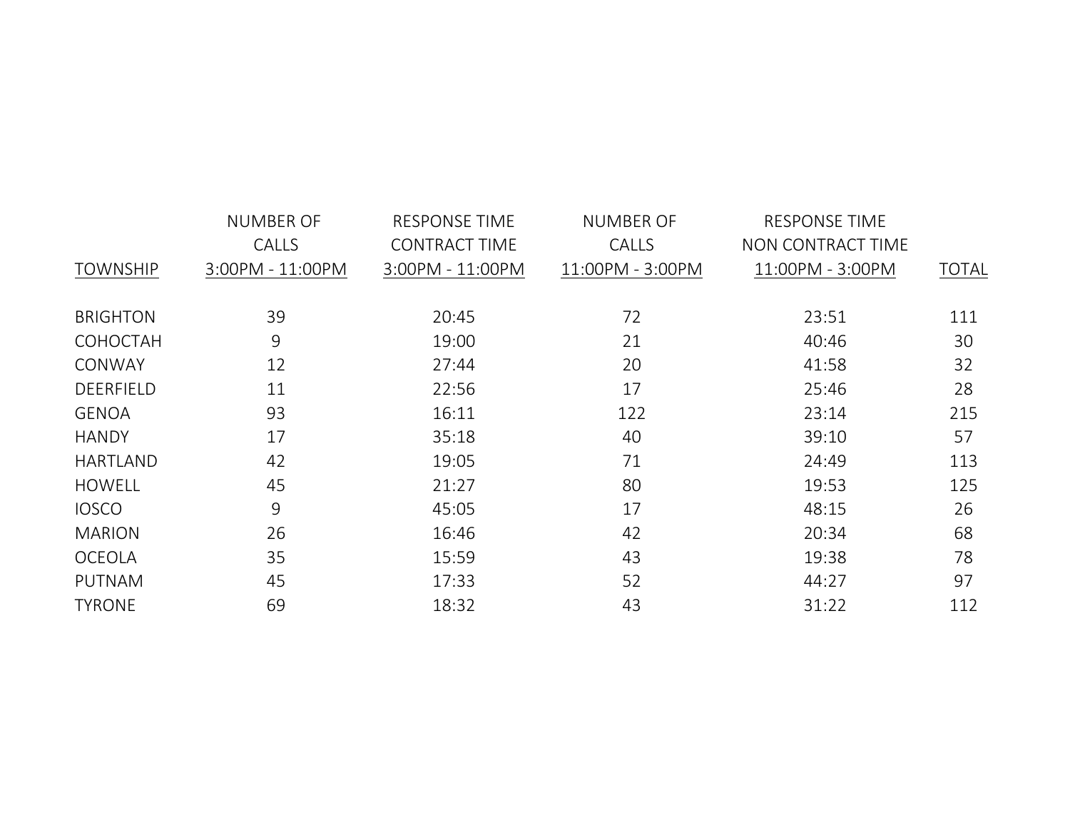| TOWNSHIP | NUMBER OF CALLS 3:00PM - 11:00PM | RESPONSE TIME CONTRACT TIME 3:00PM - 11:00PM | NUMBER OF CALLS 11:00PM - 3:00PM | RESPONSE TIME NON CONTRACT TIME 11:00PM - 3:00PM | TOTAL |
|---|---|---|---|---|---|
| BRIGHTON | 39 | 20:45 | 72 | 23:51 | 111 |
| COHOCTAH | 9 | 19:00 | 21 | 40:46 | 30 |
| CONWAY | 12 | 27:44 | 20 | 41:58 | 32 |
| DEERFIELD | 11 | 22:56 | 17 | 25:46 | 28 |
| GENOA | 93 | 16:11 | 122 | 23:14 | 215 |
| HANDY | 17 | 35:18 | 40 | 39:10 | 57 |
| HARTLAND | 42 | 19:05 | 71 | 24:49 | 113 |
| HOWELL | 45 | 21:27 | 80 | 19:53 | 125 |
| IOSCO | 9 | 45:05 | 17 | 48:15 | 26 |
| MARION | 26 | 16:46 | 42 | 20:34 | 68 |
| OCEOLA | 35 | 15:59 | 43 | 19:38 | 78 |
| PUTNAM | 45 | 17:33 | 52 | 44:27 | 97 |
| TYRONE | 69 | 18:32 | 43 | 31:22 | 112 |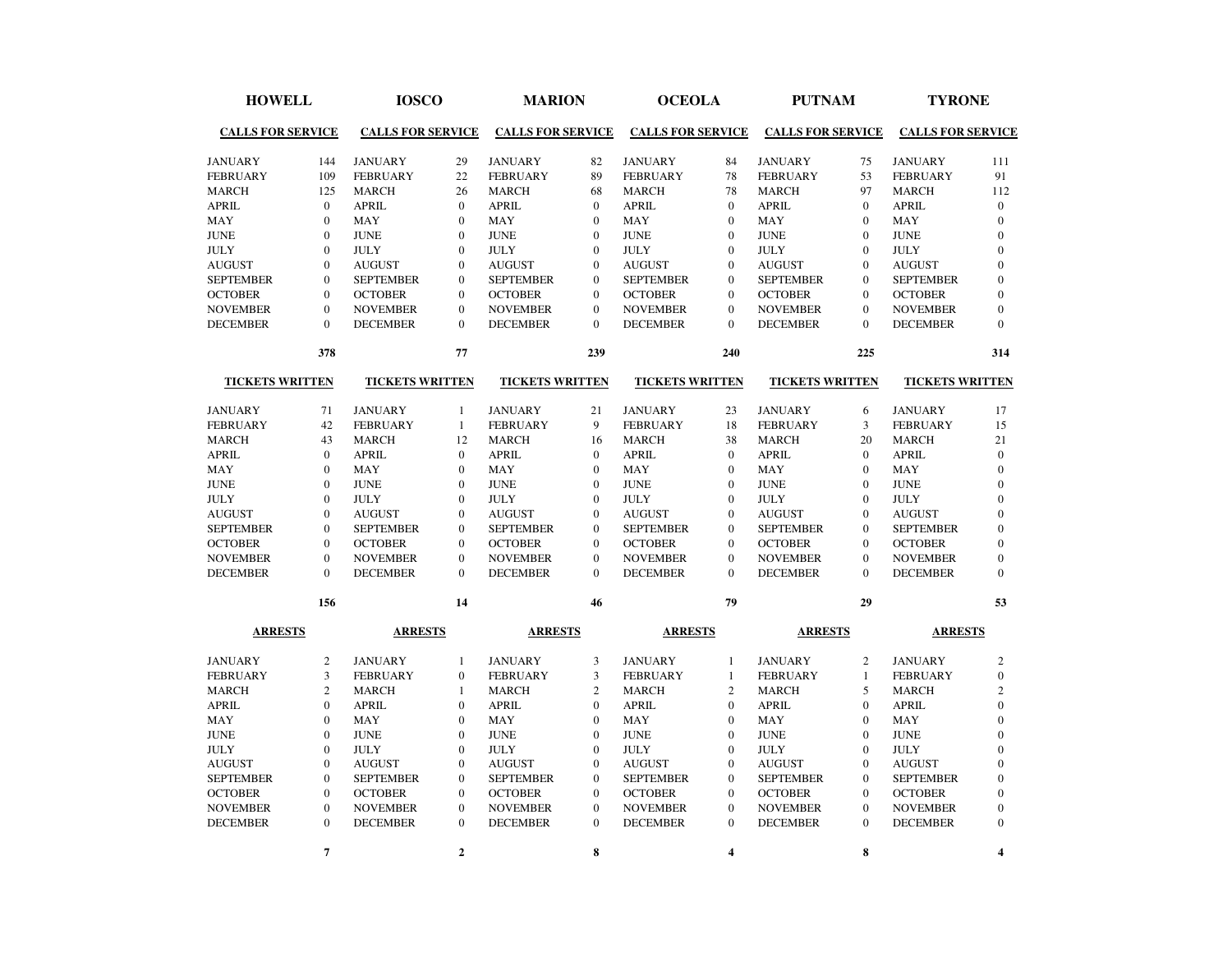| HOWELL | | IOSCO | | MARION | | OCEOLA | | PUTNAM | | TYRONE | |
|---|---|---|---|---|---|---|---|---|---|---|---|
| **CALLS FOR SERVICE** | | **CALLS FOR SERVICE** | | **CALLS FOR SERVICE** | | **CALLS FOR SERVICE** | | **CALLS FOR SERVICE** | | **CALLS FOR SERVICE** | |
| JANUARY | 144 | JANUARY | 29 | JANUARY | 82 | JANUARY | 84 | JANUARY | 75 | JANUARY | 111 |
| FEBRUARY | 109 | FEBRUARY | 22 | FEBRUARY | 89 | FEBRUARY | 78 | FEBRUARY | 53 | FEBRUARY | 91 |
| MARCH | 125 | MARCH | 26 | MARCH | 68 | MARCH | 78 | MARCH | 97 | MARCH | 112 |
| APRIL | 0 | APRIL | 0 | APRIL | 0 | APRIL | 0 | APRIL | 0 | APRIL | 0 |
| MAY | 0 | MAY | 0 | MAY | 0 | MAY | 0 | MAY | 0 | MAY | 0 |
| JUNE | 0 | JUNE | 0 | JUNE | 0 | JUNE | 0 | JUNE | 0 | JUNE | 0 |
| JULY | 0 | JULY | 0 | JULY | 0 | JULY | 0 | JULY | 0 | JULY | 0 |
| AUGUST | 0 | AUGUST | 0 | AUGUST | 0 | AUGUST | 0 | AUGUST | 0 | AUGUST | 0 |
| SEPTEMBER | 0 | SEPTEMBER | 0 | SEPTEMBER | 0 | SEPTEMBER | 0 | SEPTEMBER | 0 | SEPTEMBER | 0 |
| OCTOBER | 0 | OCTOBER | 0 | OCTOBER | 0 | OCTOBER | 0 | OCTOBER | 0 | OCTOBER | 0 |
| NOVEMBER | 0 | NOVEMBER | 0 | NOVEMBER | 0 | NOVEMBER | 0 | NOVEMBER | 0 | NOVEMBER | 0 |
| DECEMBER | 0 | DECEMBER | 0 | DECEMBER | 0 | DECEMBER | 0 | DECEMBER | 0 | DECEMBER | 0 |
| | **378** | | **77** | | **239** | | **240** | | **225** | | **314** |
| **TICKETS WRITTEN** | | **TICKETS WRITTEN** | | **TICKETS WRITTEN** | | **TICKETS WRITTEN** | | **TICKETS WRITTEN** | | **TICKETS WRITTEN** | |
| JANUARY | 71 | JANUARY | 1 | JANUARY | 21 | JANUARY | 23 | JANUARY | 6 | JANUARY | 17 |
| FEBRUARY | 42 | FEBRUARY | 1 | FEBRUARY | 9 | FEBRUARY | 18 | FEBRUARY | 3 | FEBRUARY | 15 |
| MARCH | 43 | MARCH | 12 | MARCH | 16 | MARCH | 38 | MARCH | 20 | MARCH | 21 |
| APRIL | 0 | APRIL | 0 | APRIL | 0 | APRIL | 0 | APRIL | 0 | APRIL | 0 |
| MAY | 0 | MAY | 0 | MAY | 0 | MAY | 0 | MAY | 0 | MAY | 0 |
| JUNE | 0 | JUNE | 0 | JUNE | 0 | JUNE | 0 | JUNE | 0 | JUNE | 0 |
| JULY | 0 | JULY | 0 | JULY | 0 | JULY | 0 | JULY | 0 | JULY | 0 |
| AUGUST | 0 | AUGUST | 0 | AUGUST | 0 | AUGUST | 0 | AUGUST | 0 | AUGUST | 0 |
| SEPTEMBER | 0 | SEPTEMBER | 0 | SEPTEMBER | 0 | SEPTEMBER | 0 | SEPTEMBER | 0 | SEPTEMBER | 0 |
| OCTOBER | 0 | OCTOBER | 0 | OCTOBER | 0 | OCTOBER | 0 | OCTOBER | 0 | OCTOBER | 0 |
| NOVEMBER | 0 | NOVEMBER | 0 | NOVEMBER | 0 | NOVEMBER | 0 | NOVEMBER | 0 | NOVEMBER | 0 |
| DECEMBER | 0 | DECEMBER | 0 | DECEMBER | 0 | DECEMBER | 0 | DECEMBER | 0 | DECEMBER | 0 |
| | **156** | | **14** | | **46** | | **79** | | **29** | | **53** |
| **ARRESTS** | | **ARRESTS** | | **ARRESTS** | | **ARRESTS** | | **ARRESTS** | | **ARRESTS** | |
| JANUARY | 2 | JANUARY | 1 | JANUARY | 3 | JANUARY | 1 | JANUARY | 2 | JANUARY | 2 |
| FEBRUARY | 3 | FEBRUARY | 0 | FEBRUARY | 3 | FEBRUARY | 1 | FEBRUARY | 1 | FEBRUARY | 0 |
| MARCH | 2 | MARCH | 1 | MARCH | 2 | MARCH | 2 | MARCH | 5 | MARCH | 2 |
| APRIL | 0 | APRIL | 0 | APRIL | 0 | APRIL | 0 | APRIL | 0 | APRIL | 0 |
| MAY | 0 | MAY | 0 | MAY | 0 | MAY | 0 | MAY | 0 | MAY | 0 |
| JUNE | 0 | JUNE | 0 | JUNE | 0 | JUNE | 0 | JUNE | 0 | JUNE | 0 |
| JULY | 0 | JULY | 0 | JULY | 0 | JULY | 0 | JULY | 0 | JULY | 0 |
| AUGUST | 0 | AUGUST | 0 | AUGUST | 0 | AUGUST | 0 | AUGUST | 0 | AUGUST | 0 |
| SEPTEMBER | 0 | SEPTEMBER | 0 | SEPTEMBER | 0 | SEPTEMBER | 0 | SEPTEMBER | 0 | SEPTEMBER | 0 |
| OCTOBER | 0 | OCTOBER | 0 | OCTOBER | 0 | OCTOBER | 0 | OCTOBER | 0 | OCTOBER | 0 |
| NOVEMBER | 0 | NOVEMBER | 0 | NOVEMBER | 0 | NOVEMBER | 0 | NOVEMBER | 0 | NOVEMBER | 0 |
| DECEMBER | 0 | DECEMBER | 0 | DECEMBER | 0 | DECEMBER | 0 | DECEMBER | 0 | DECEMBER | 0 |
| | **7** | | **2** | | **8** | | **4** | | **8** | | **4** |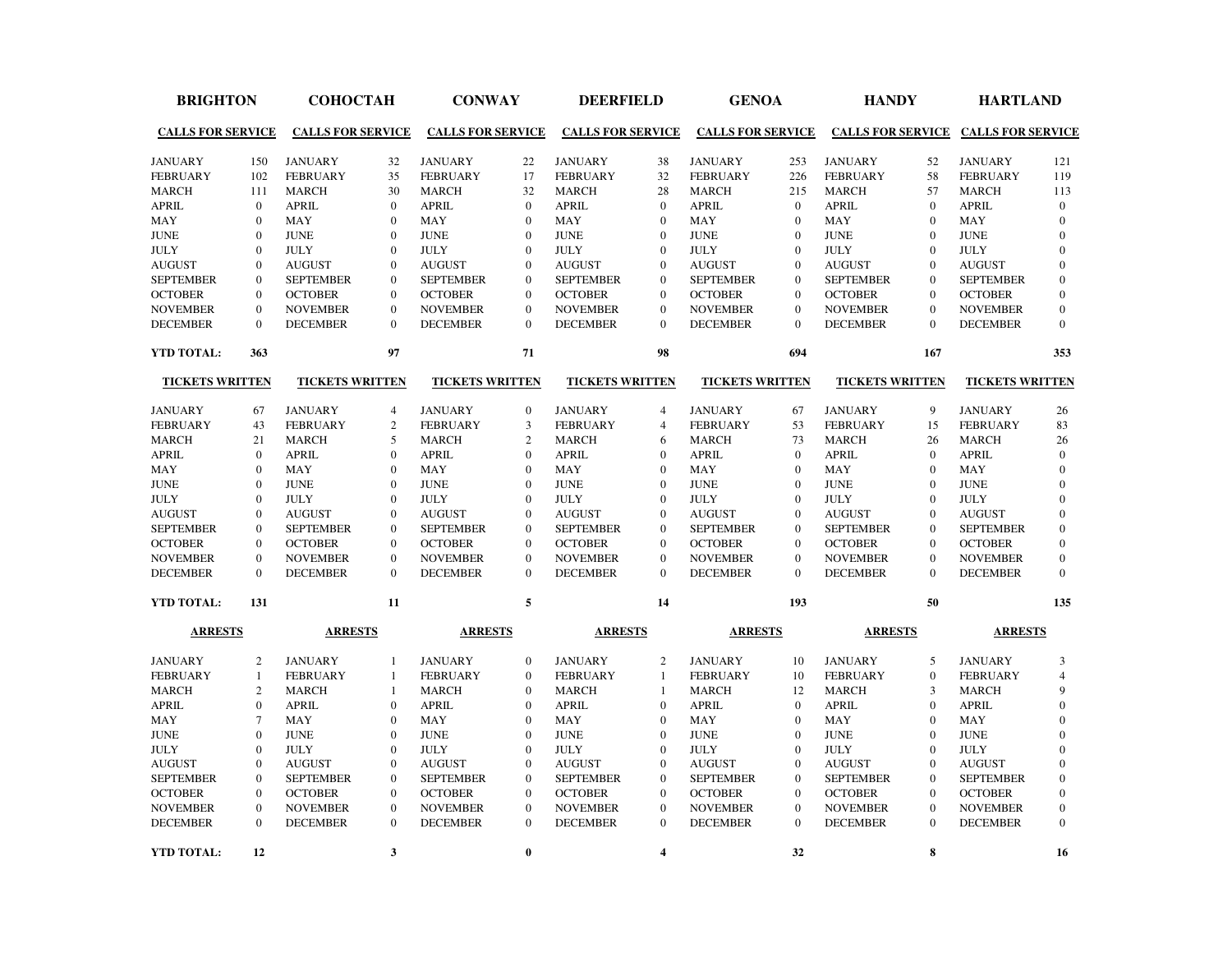| | BRIGHTON | COHOCTAH | CONWAY | DEERFIELD | GENOA | HANDY | HARTLAND |
|---|---|---|---|---|---|---|---|
| **CALLS FOR SERVICE** | | | | | | | |
| JANUARY | 150 | 32 | 22 | 38 | 253 | 52 | 121 |
| FEBRUARY | 102 | 35 | 17 | 32 | 226 | 58 | 119 |
| MARCH | 111 | 30 | 32 | 28 | 215 | 57 | 113 |
| APRIL | 0 | 0 | 0 | 0 | 0 | 0 | 0 |
| MAY | 0 | 0 | 0 | 0 | 0 | 0 | 0 |
| JUNE | 0 | 0 | 0 | 0 | 0 | 0 | 0 |
| JULY | 0 | 0 | 0 | 0 | 0 | 0 | 0 |
| AUGUST | 0 | 0 | 0 | 0 | 0 | 0 | 0 |
| SEPTEMBER | 0 | 0 | 0 | 0 | 0 | 0 | 0 |
| OCTOBER | 0 | 0 | 0 | 0 | 0 | 0 | 0 |
| NOVEMBER | 0 | 0 | 0 | 0 | 0 | 0 | 0 |
| DECEMBER | 0 | 0 | 0 | 0 | 0 | 0 | 0 |
| **YTD TOTAL:** | **363** | **97** | **71** | **98** | **694** | **167** | **353** |
| **TICKETS WRITTEN** | | | | | | | |
| JANUARY | 67 | 4 | 0 | 4 | 67 | 9 | 26 |
| FEBRUARY | 43 | 2 | 3 | 4 | 53 | 15 | 83 |
| MARCH | 21 | 5 | 2 | 6 | 73 | 26 | 26 |
| APRIL | 0 | 0 | 0 | 0 | 0 | 0 | 0 |
| MAY | 0 | 0 | 0 | 0 | 0 | 0 | 0 |
| JUNE | 0 | 0 | 0 | 0 | 0 | 0 | 0 |
| JULY | 0 | 0 | 0 | 0 | 0 | 0 | 0 |
| AUGUST | 0 | 0 | 0 | 0 | 0 | 0 | 0 |
| SEPTEMBER | 0 | 0 | 0 | 0 | 0 | 0 | 0 |
| OCTOBER | 0 | 0 | 0 | 0 | 0 | 0 | 0 |
| NOVEMBER | 0 | 0 | 0 | 0 | 0 | 0 | 0 |
| DECEMBER | 0 | 0 | 0 | 0 | 0 | 0 | 0 |
| **YTD TOTAL:** | **131** | **11** | **5** | **14** | **193** | **50** | **135** |
| **ARRESTS** | | | | | | | |
| JANUARY | 2 | 1 | 0 | 2 | 10 | 5 | 3 |
| FEBRUARY | 1 | 1 | 0 | 1 | 10 | 0 | 4 |
| MARCH | 2 | 1 | 0 | 1 | 12 | 3 | 9 |
| APRIL | 0 | 0 | 0 | 0 | 0 | 0 | 0 |
| MAY | 7 | 0 | 0 | 0 | 0 | 0 | 0 |
| JUNE | 0 | 0 | 0 | 0 | 0 | 0 | 0 |
| JULY | 0 | 0 | 0 | 0 | 0 | 0 | 0 |
| AUGUST | 0 | 0 | 0 | 0 | 0 | 0 | 0 |
| SEPTEMBER | 0 | 0 | 0 | 0 | 0 | 0 | 0 |
| OCTOBER | 0 | 0 | 0 | 0 | 0 | 0 | 0 |
| NOVEMBER | 0 | 0 | 0 | 0 | 0 | 0 | 0 |
| DECEMBER | 0 | 0 | 0 | 0 | 0 | 0 | 0 |
| **YTD TOTAL:** | **12** | **3** | **0** | **4** | **32** | **8** | **16** |